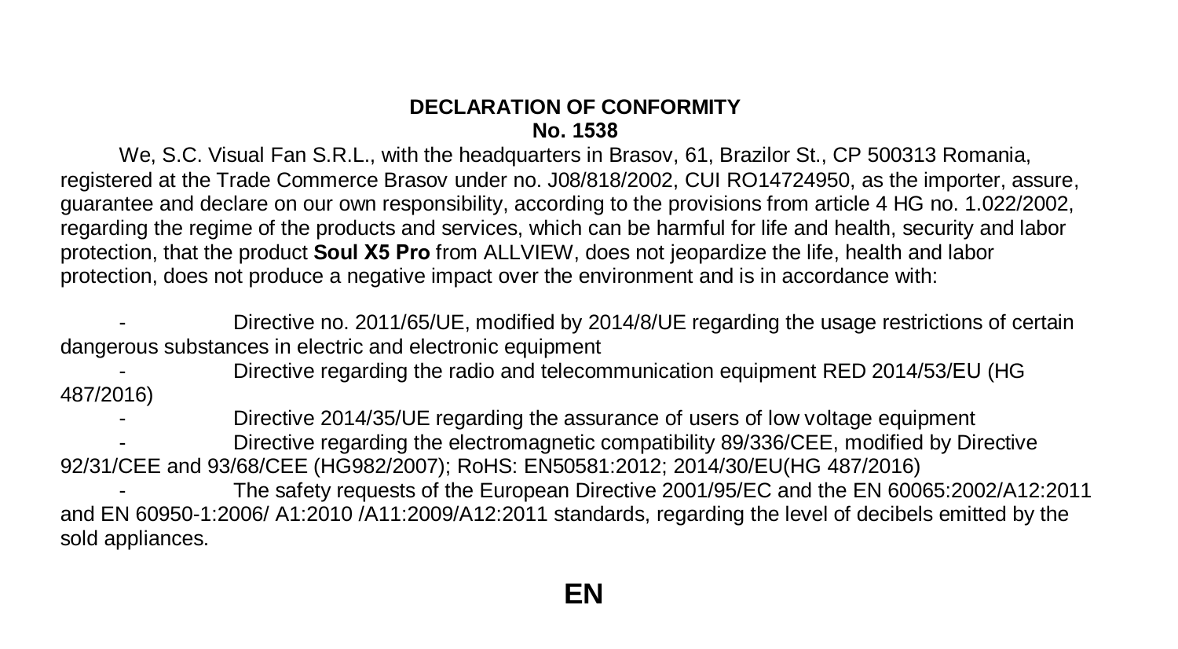**DECLARATION OF CONFORMITY**
**No. 1538**

We, S.C. Visual Fan S.R.L., with the headquarters in Brasov, 61, Brazilor St., CP 500313 Romania, registered at the Trade Commerce Brasov under no. J08/818/2002, CUI RO14724950, as the importer, assure, guarantee and declare on our own responsibility, according to the provisions from article 4 HG no. 1.022/2002, regarding the regime of the products and services, which can be harmful for life and health, security and labor protection, that the product **Soul X5 Pro** from ALLVIEW, does not jeopardize the life, health and labor protection, does not produce a negative impact over the environment and is in accordance with:

- Directive no. 2011/65/UE, modified by 2014/8/UE regarding the usage restrictions of certain dangerous substances in electric and electronic equipment
- Directive regarding the radio and telecommunication equipment RED 2014/53/EU (HG 487/2016)
- Directive 2014/35/UE regarding the assurance of users of low voltage equipment
- Directive regarding the electromagnetic compatibility 89/336/CEE, modified by Directive 92/31/CEE and 93/68/CEE (HG982/2007); RoHS: EN50581:2012; 2014/30/EU(HG 487/2016)
- The safety requests of the European Directive 2001/95/EC and the EN 60065:2002/A12:2011 and EN 60950-1:2006/ A1:2010 /A11:2009/A12:2011 standards, regarding the level of decibels emitted by the sold appliances.

**EN**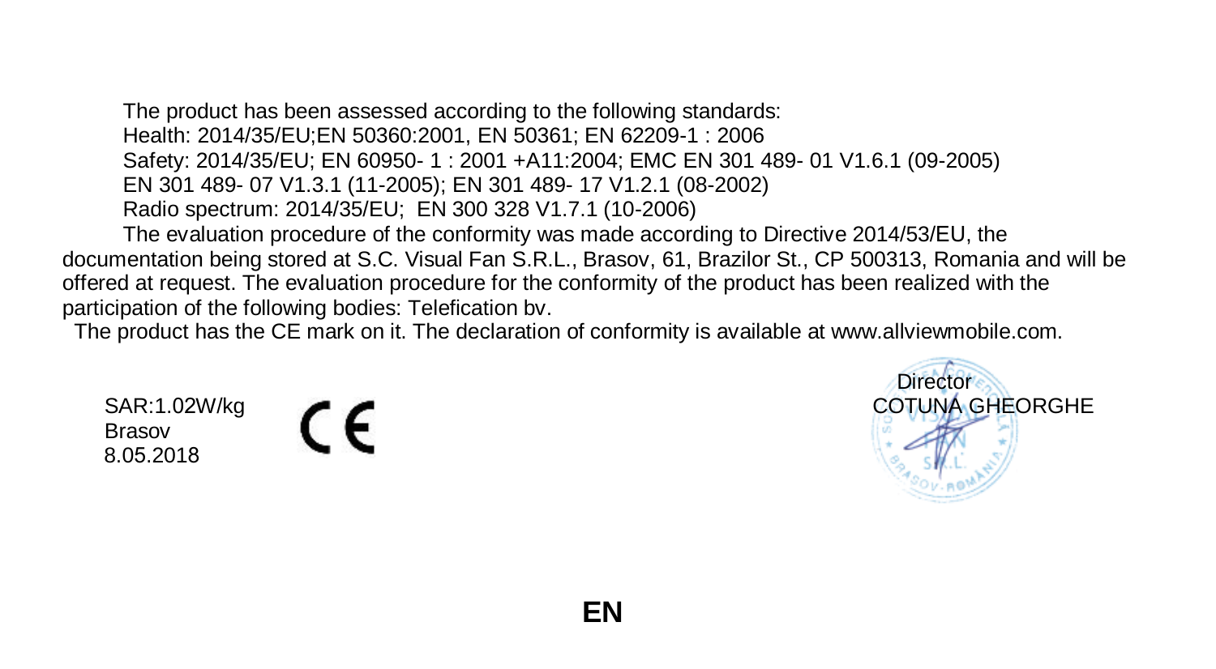The product has been assessed according to the following standards:
Health: 2014/35/EU;EN 50360:2001, EN 50361; EN 62209-1 : 2006
Safety: 2014/35/EU; EN 60950- 1 : 2001 +A11:2004; EMC EN 301 489- 01 V1.6.1 (09-2005)
EN 301 489- 07 V1.3.1 (11-2005); EN 301 489- 17 V1.2.1 (08-2002)
Radio spectrum: 2014/35/EU; EN 300 328 V1.7.1 (10-2006)

The evaluation procedure of the conformity was made according to Directive 2014/53/EU, the documentation being stored at S.C. Visual Fan S.R.L., Brasov, 61, Brazilor St., CP 500313, Romania and will be offered at request. The evaluation procedure for the conformity of the product has been realized with the participation of the following bodies: Telefication bv.

The product has the CE mark on it. The declaration of conformity is available at www.allviewmobile.com.

SAR:1.02W/kg
Brasov
8.05.2018

CE

Director
COTUNA GHEORGHE

**EN**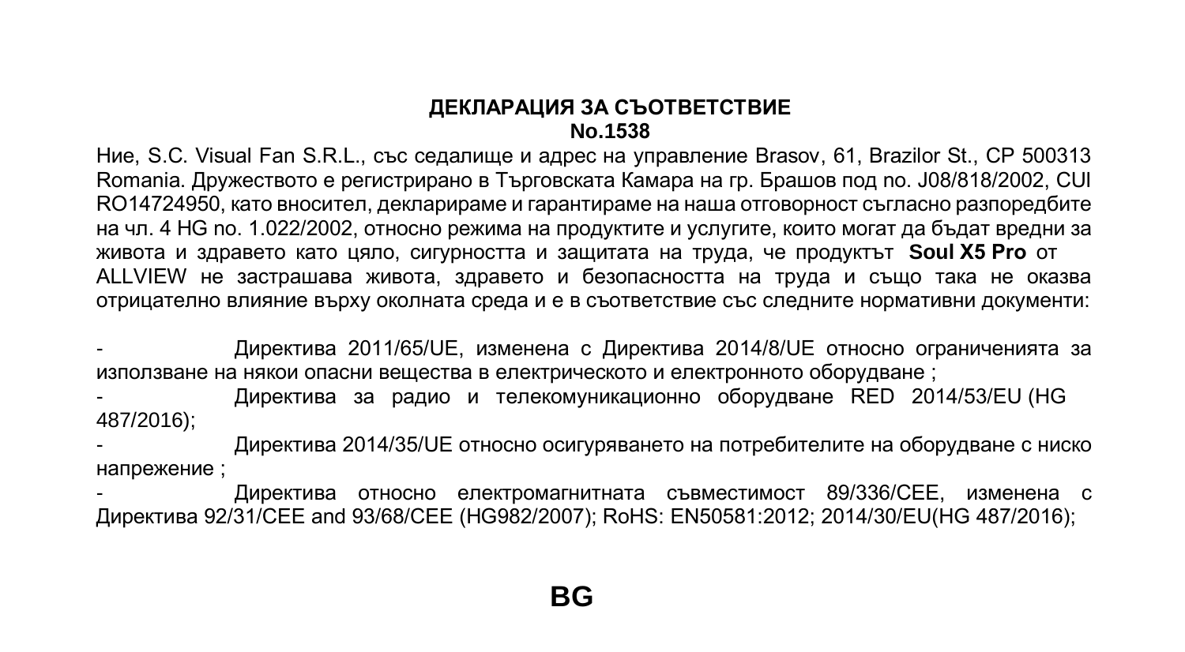## ДЕКЛАРАЦИЯ ЗА СЪОТВЕТСТВИЕ
## No.1538

Ние, S.C. Visual Fan S.R.L., със седалище и адрес на управление Brasov, 61, Brazilor St., CP 500313 Romania. Дружеството е регистрирано в Търговската Камара на гр. Брашов под no. J08/818/2002, CUI RO14724950, като вносител, декларираме и гарантираме на наша отговорност съгласно разпоредбите на чл. 4 HG no. 1.022/2002, относно режима на продуктите и услугите, които могат да бъдат вредни за живота и здравето като цяло, сигурността и защитата на труда, че продуктът **Soul X5 Pro** от ALLVIEW не застрашава живота, здравето и безопасността на труда и също така не оказва отрицателно влияние върху околната среда и е в съответствие със следните нормативни документи:

- Директива 2011/65/UE, изменена с Директива 2014/8/UE относно ограниченията за използване на някои опасни вещества в електрическото и електронното оборудване ;
- Директива за радио и телекомуникационно оборудване RED 2014/53/EU (HG 487/2016);
- Директива 2014/35/UE относно осигуряването на потребителите на оборудване с ниско напрежение ;
- Директива относно електромагнитната съвместимост 89/336/CEE, изменена с Директива 92/31/CEE and 93/68/CEE (HG982/2007); RoHS: EN50581:2012; 2014/30/EU(HG 487/2016);

**BG**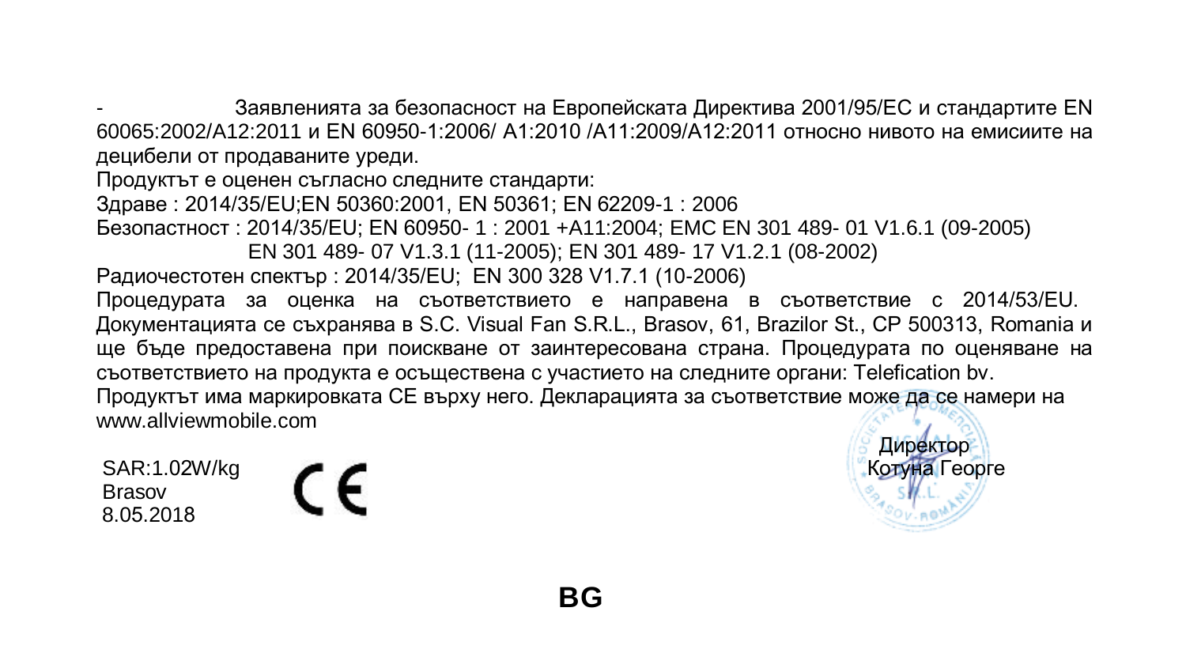- Заявленията за безопасност на Европейската Директива 2001/95/EC и стандартите EN 60065:2002/A12:2011 и EN 60950-1:2006/ A1:2010 /A11:2009/A12:2011 относно нивото на емисиите на децибели от продаваните уреди.

Продуктът е оценен съгласно следните стандарти:

Здраве : 2014/35/EU;EN 50360:2001, EN 50361; EN 62209-1 : 2006

Безопастност : 2014/35/EU; EN 60950- 1 : 2001 +A11:2004; EMC EN 301 489- 01 V1.6.1 (09-2005)
EN 301 489- 07 V1.3.1 (11-2005); EN 301 489- 17 V1.2.1 (08-2002)

Радиочестотен спектър : 2014/35/EU; EN 300 328 V1.7.1 (10-2006)

Процедурата за оценка на съответствието е направена в съответствие с 2014/53/EU. Документацията се съхранява в S.C. Visual Fan S.R.L., Brasov, 61, Brazilor St., CP 500313, Romania и ще бъде предоставена при поискване от заинтересована страна. Процедурата по оценяване на съответствието на продукта е осъществена с участието на следните органи: Telefication bv.

Продуктът има маркировката CE върху него. Декларацията за съответствие може да се намери на www.allviewmobile.com

SAR:1.02W/kg
Brasov
8.05.2018

CE

Директор
Котуна Георге

BG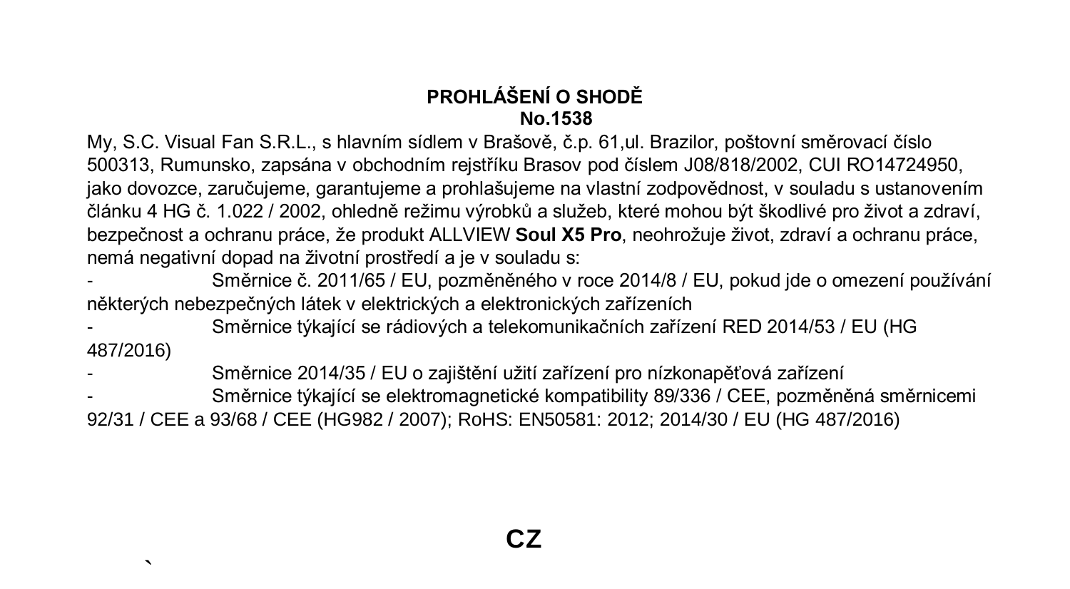**PROHLÁŠENÍ O SHODĚ**
**No.1538**

My, S.C. Visual Fan S.R.L., s hlavním sídlem v Brašově, č.p. 61,ul. Brazilor, poštovní směrovací číslo 500313, Rumunsko, zapsána v obchodním rejstříku Brasov pod číslem J08/818/2002, CUI RO14724950, jako dovozce, zaručujeme, garantujeme a prohlašujeme na vlastní zodpovědnost, v souladu s ustanovením článku 4 HG č. 1.022 / 2002, ohledně režimu výrobků a služeb, které mohou být škodlivé pro život a zdraví, bezpečnost a ochranu práce, že produkt ALLVIEW **Soul X5 Pro**, neohrožuje život, zdraví a ochranu práce, nemá negativní dopad na životní prostředí a je v souladu s:

- Směrnice č. 2011/65 / EU, pozměněného v roce 2014/8 / EU, pokud jde o omezení používání některých nebezpečných látek v elektrických a elektronických zařízeních
- Směrnice týkající se rádiových a telekomunikačních zařízení RED 2014/53 / EU (HG 487/2016)
- Směrnice 2014/35 / EU o zajištění užití zařízení pro nízkonapěťová zařízení
- Směrnice týkající se elektromagnetické kompatibility 89/336 / CEE, pozměněná směrnicemi 92/31 / CEE a 93/68 / CEE (HG982 / 2007); RoHS: EN50581: 2012; 2014/30 / EU (HG 487/2016)

**CZ**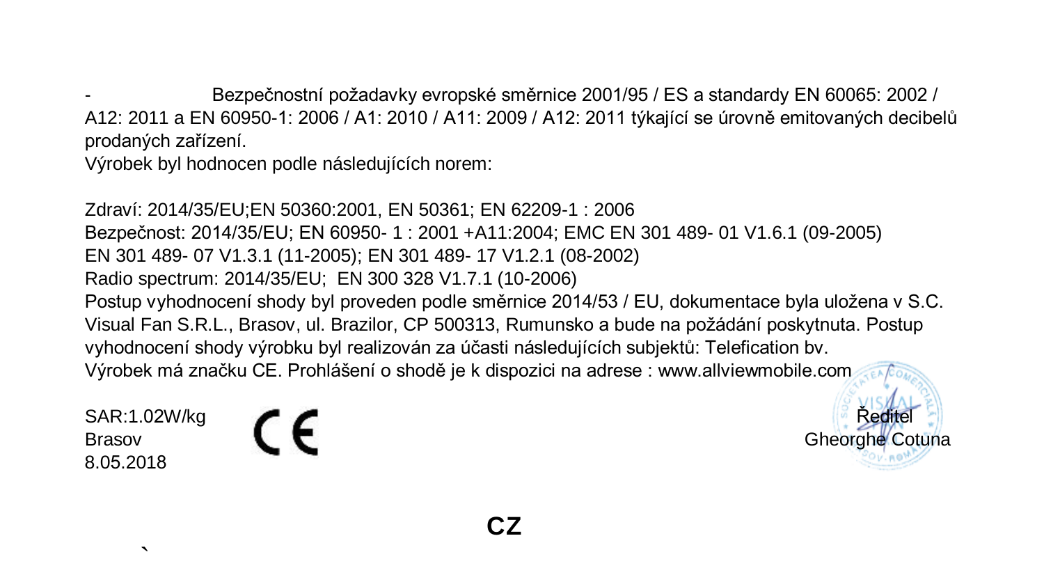- Bezpečnostní požadavky evropské směrnice 2001/95 / ES a standardy EN 60065: 2002 / A12: 2011 a EN 60950-1: 2006 / A1: 2010 / A11: 2009 / A12: 2011 týkající se úrovně emitovaných decibelů prodaných zařízení.

Výrobek byl hodnocen podle následujících norem:

Zdraví: 2014/35/EU;EN 50360:2001, EN 50361; EN 62209-1 : 2006
Bezpečnost: 2014/35/EU; EN 60950- 1 : 2001 +A11:2004; EMC EN 301 489- 01 V1.6.1 (09-2005) EN 301 489- 07 V1.3.1 (11-2005); EN 301 489- 17 V1.2.1 (08-2002)
Radio spectrum: 2014/35/EU; EN 300 328 V1.7.1 (10-2006)
Postup vyhodnocení shody byl proveden podle směrnice 2014/53 / EU, dokumentace byla uložena v S.C. Visual Fan S.R.L., Brasov, ul. Brazilor, CP 500313, Rumunsko a bude na požádání poskytnuta. Postup vyhodnocení shody výrobku byl realizován za účasti následujících subjektů: Telefication bv.
Výrobek má značku CE. Prohlášení o shodě je k dispozici na adrese : www.allviewmobile.com

SAR:1.02W/kg
Brasov
8.05.2018

CE

Ředitel
Gheorghe Cotuna

**CZ**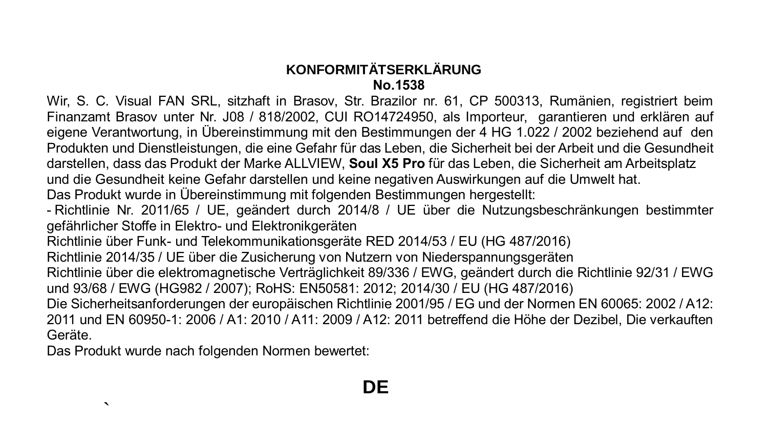**KONFORMITÄTSERKLÄRUNG**
**No.1538**

Wir, S. C. Visual FAN SRL, sitzhaft in Brasov, Str. Brazilor nr. 61, CP 500313, Rumänien, registriert beim Finanzamt Brasov unter Nr. J08 / 818/2002, CUI RO14724950, als Importeur, garantieren und erklären auf eigene Verantwortung, in Übereinstimmung mit den Bestimmungen der 4 HG 1.022 / 2002 beziehend auf den Produkten und Dienstleistungen, die eine Gefahr für das Leben, die Sicherheit bei der Arbeit und die Gesundheit darstellen, dass das Produkt der Marke ALLVIEW, **Soul X5 Pro** für das Leben, die Sicherheit am Arbeitsplatz und die Gesundheit keine Gefahr darstellen und keine negativen Auswirkungen auf die Umwelt hat.

Das Produkt wurde in Übereinstimmung mit folgenden Bestimmungen hergestellt:

- Richtlinie Nr. 2011/65 / UE, geändert durch 2014/8 / UE über die Nutzungsbeschränkungen bestimmter gefährlicher Stoffe in Elektro- und Elektronikgeräten

Richtlinie über Funk- und Telekommunikationsgeräte RED 2014/53 / EU (HG 487/2016)

Richtlinie 2014/35 / UE über die Zusicherung von Nutzern von Niederspannungsgeräten

Richtlinie über die elektromagnetische Verträglichkeit 89/336 / EWG, geändert durch die Richtlinie 92/31 / EWG und 93/68 / EWG (HG982 / 2007); RoHS: EN50581: 2012; 2014/30 / EU (HG 487/2016)

Die Sicherheitsanforderungen der europäischen Richtlinie 2001/95 / EG und der Normen EN 60065: 2002 / A12: 2011 und EN 60950-1: 2006 / A1: 2010 / A11: 2009 / A12: 2011 betreffend die Höhe der Dezibel, Die verkauften Geräte.

Das Produkt wurde nach folgenden Normen bewertet:

**DE**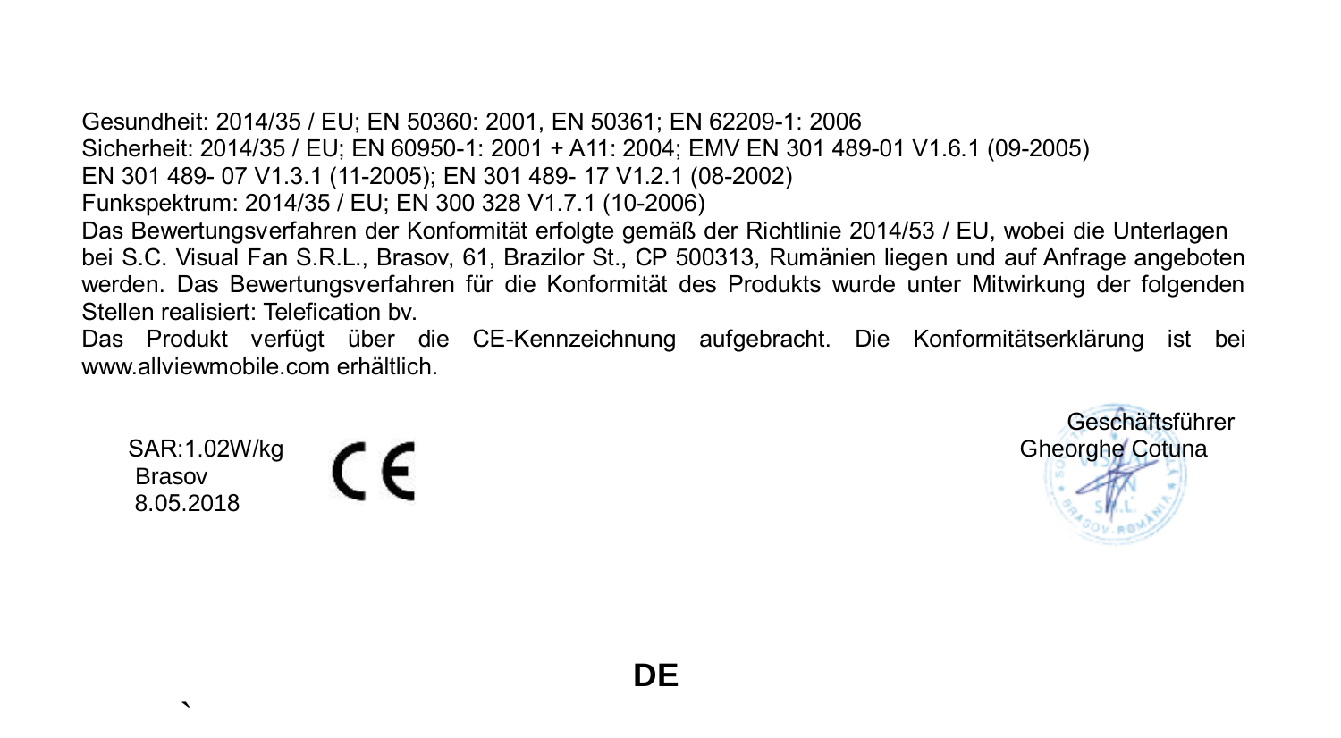Gesundheit: 2014/35 / EU; EN 50360: 2001, EN 50361; EN 62209-1: 2006
Sicherheit: 2014/35 / EU; EN 60950-1: 2001 + A11: 2004; EMV EN 301 489-01 V1.6.1 (09-2005)
EN 301 489- 07 V1.3.1 (11-2005); EN 301 489- 17 V1.2.1 (08-2002)
Funkspektrum: 2014/35 / EU; EN 300 328 V1.7.1 (10-2006)
Das Bewertungsverfahren der Konformität erfolgte gemäß der Richtlinie 2014/53 / EU, wobei die Unterlagen bei S.C. Visual Fan S.R.L., Brasov, 61, Brazilor St., CP 500313, Rumänien liegen und auf Anfrage angeboten werden. Das Bewertungsverfahren für die Konformität des Produkts wurde unter Mitwirkung der folgenden Stellen realisiert: Telefication bv.
Das Produkt verfügt über die CE-Kennzeichnung aufgebracht. Die Konformitätserklärung ist bei www.allviewmobile.com erhältlich.

SAR:1.02W/kg
Brasov
8.05.2018

CE

Geschäftsführer
Gheorghe Cotuna

**DE**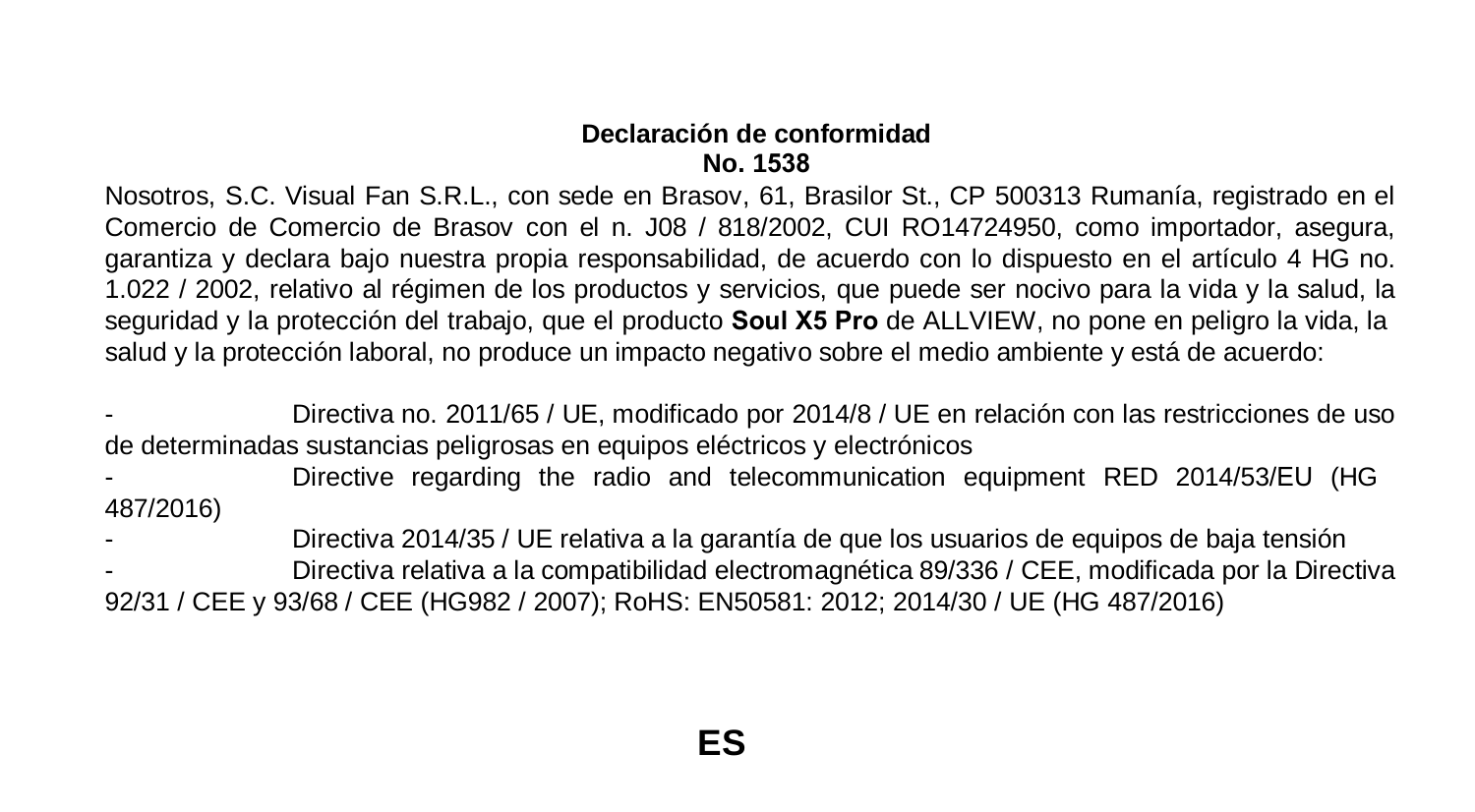**Declaración de conformidad**
**No. 1538**

Nosotros, S.C. Visual Fan S.R.L., con sede en Brasov, 61, Brasilor St., CP 500313 Rumanía, registrado en el Comercio de Comercio de Brasov con el n. J08 / 818/2002, CUI RO14724950, como importador, asegura, garantiza y declara bajo nuestra propia responsabilidad, de acuerdo con lo dispuesto en el artículo 4 HG no. 1.022 / 2002, relativo al régimen de los productos y servicios, que puede ser nocivo para la vida y la salud, la seguridad y la protección del trabajo, que el producto **Soul X5 Pro** de ALLVIEW, no pone en peligro la vida, la salud y la protección laboral, no produce un impacto negativo sobre el medio ambiente y está de acuerdo:

- Directiva no. 2011/65 / UE, modificado por 2014/8 / UE en relación con las restricciones de uso de determinadas sustancias peligrosas en equipos eléctricos y electrónicos
- Directive regarding the radio and telecommunication equipment RED 2014/53/EU (HG 487/2016)
- Directiva 2014/35 / UE relativa a la garantía de que los usuarios de equipos de baja tensión
- Directiva relativa a la compatibilidad electromagnética 89/336 / CEE, modificada por la Directiva 92/31 / CEE y 93/68 / CEE (HG982 / 2007); RoHS: EN50581: 2012; 2014/30 / UE (HG 487/2016)

**ES**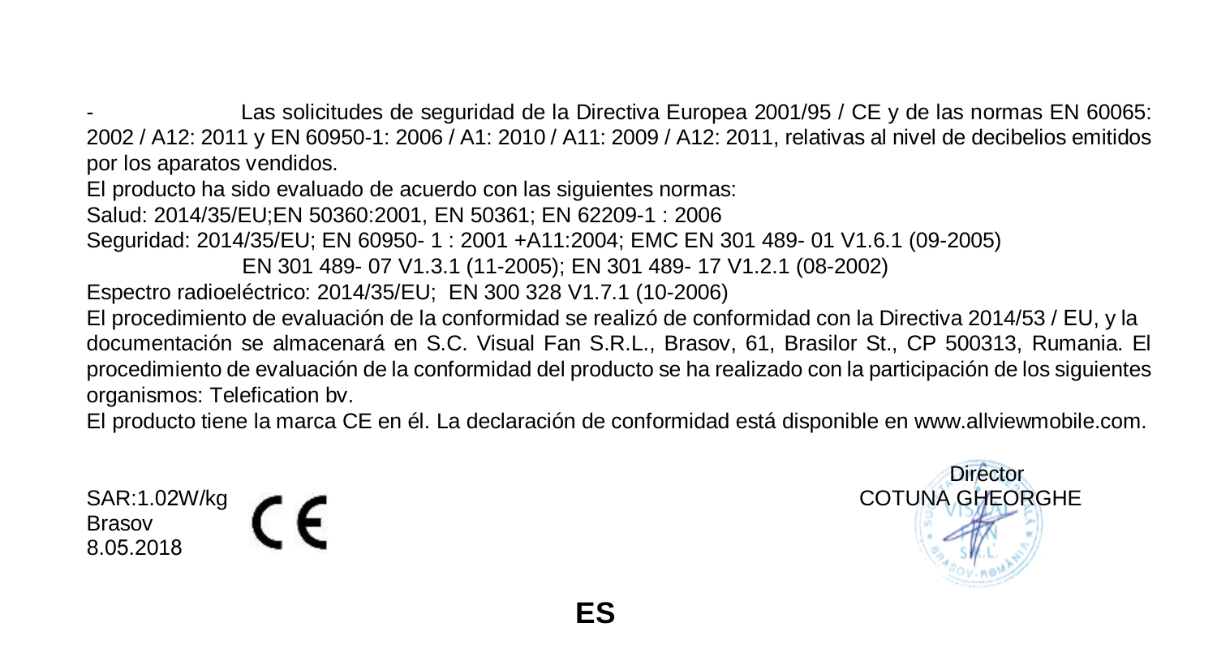- Las solicitudes de seguridad de la Directiva Europea 2001/95 / CE y de las normas EN 60065: 2002 / A12: 2011 y EN 60950-1: 2006 / A1: 2010 / A11: 2009 / A12: 2011, relativas al nivel de decibelios emitidos por los aparatos vendidos.

El producto ha sido evaluado de acuerdo con las siguientes normas:

Salud: 2014/35/EU;EN 50360:2001, EN 50361; EN 62209-1 : 2006

Seguridad: 2014/35/EU; EN 60950- 1 : 2001 +A11:2004; EMC EN 301 489- 01 V1.6.1 (09-2005)
EN 301 489- 07 V1.3.1 (11-2005); EN 301 489- 17 V1.2.1 (08-2002)

Espectro radioeléctrico: 2014/35/EU; EN 300 328 V1.7.1 (10-2006)

El procedimiento de evaluación de la conformidad se realizó de conformidad con la Directiva 2014/53 / EU, y la documentación se almacenará en S.C. Visual Fan S.R.L., Brasov, 61, Brasilor St., CP 500313, Rumania. El procedimiento de evaluación de la conformidad del producto se ha realizado con la participación de los siguientes organismos: Telefication bv.

El producto tiene la marca CE en él. La declaración de conformidad está disponible en www.allviewmobile.com.

SAR:1.02W/kg
Brasov
8.05.2018

CE

Director
COTUNA GHEORGHE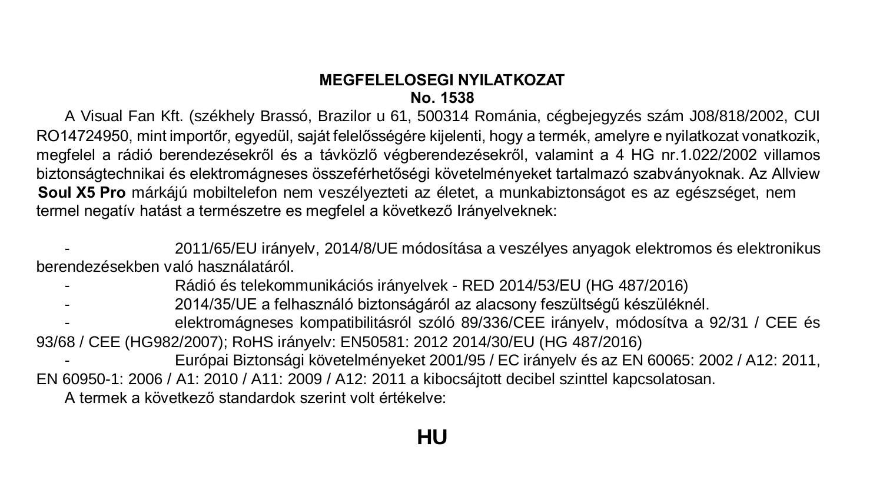**MEGFELELOSEGI NYILATKOZAT**
**No. 1538**

A Visual Fan Kft. (székhely Brassó, Brazilor u 61, 500314 Románia, cégbejegyzés szám J08/818/2002, CUI RO14724950, mint importőr, egyedül, saját felelősségére kijelenti, hogy a termék, amelyre e nyilatkozat vonatkozik, megfelel a rádió berendezésekről és a távközlő végberendezésekről, valamint a 4 HG nr.1.022/2002 villamos biztonságtechnikai és elektromágneses összeférhetőségi követelményeket tartalmazó szabványoknak. Az Allview **Soul X5 Pro** márkájú mobiltelefon nem veszélyezteti az életet, a munkabiztonságot es az egészséget, nem termel negatív hatást a természetre es megfelel a következő Irányelveknek:

- 2011/65/EU irányelv, 2014/8/UE módosítása a veszélyes anyagok elektromos és elektronikus berendezésekben való használatáról.
- Rádió és telekommunikációs irányelvek - RED 2014/53/EU (HG 487/2016)
- 2014/35/UE a felhasználó biztonságáról az alacsony feszültségű készüléknél.
- elektromágneses kompatibilitásról szóló 89/336/CEE irányelv, módosítva a 92/31 / CEE és 93/68 / CEE (HG982/2007); RoHS irányelv: EN50581: 2012 2014/30/EU (HG 487/2016)
- Európai Biztonsági követelményeket 2001/95 / EC irányelv és az EN 60065: 2002 / A12: 2011, EN 60950-1: 2006 / A1: 2010 / A11: 2009 / A12: 2011 a kibocsájtott decibel szinttel kapcsolatosan.

A termek a következő standardok szerint volt értékelve:

**HU**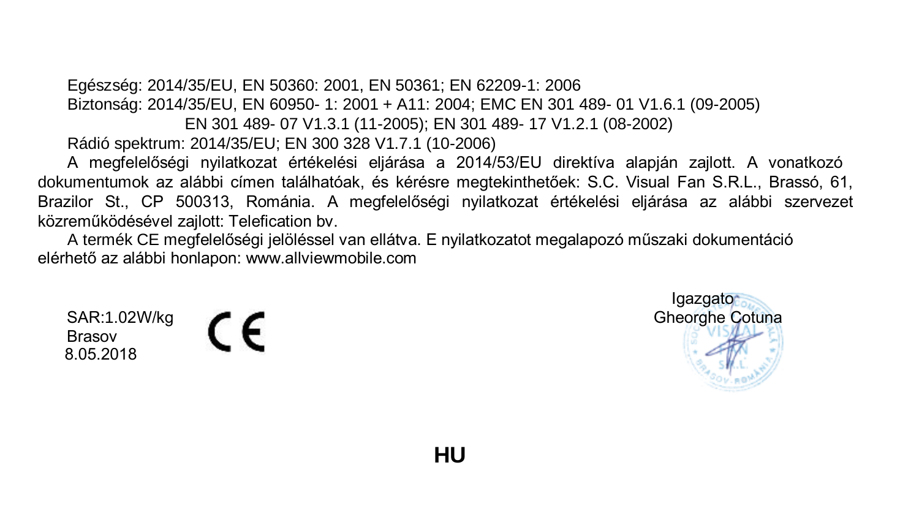Egészség: 2014/35/EU, EN 50360: 2001, EN 50361; EN 62209-1: 2006

Biztonság: 2014/35/EU, EN 60950- 1: 2001 + A11: 2004; EMC EN 301 489- 01 V1.6.1 (09-2005)
EN 301 489- 07 V1.3.1 (11-2005); EN 301 489- 17 V1.2.1 (08-2002)

Rádió spektrum: 2014/35/EU; EN 300 328 V1.7.1 (10-2006)

A megfelelőségi nyilatkozat értékelési eljárása a 2014/53/EU direktíva alapján zajlott. A vonatkozó dokumentumok az alábbi címen találhatóak, és kérésre megtekinthetőek: S.C. Visual Fan S.R.L., Brassó, 61, Brazilor St., CP 500313, Románia. A megfelelőségi nyilatkozat értékelési eljárása az alábbi szervezet közreműködésével zajlott: Telefication bv.

A termék CE megfelelőségi jelöléssel van ellátva. E nyilatkozatot megalapozó műszaki dokumentáció elérhető az alábbi honlapon: www.allviewmobile.com

SAR:1.02W/kg
Brasov
8.05.2018

CE

Igazgato
Gheorghe Cotuna

HU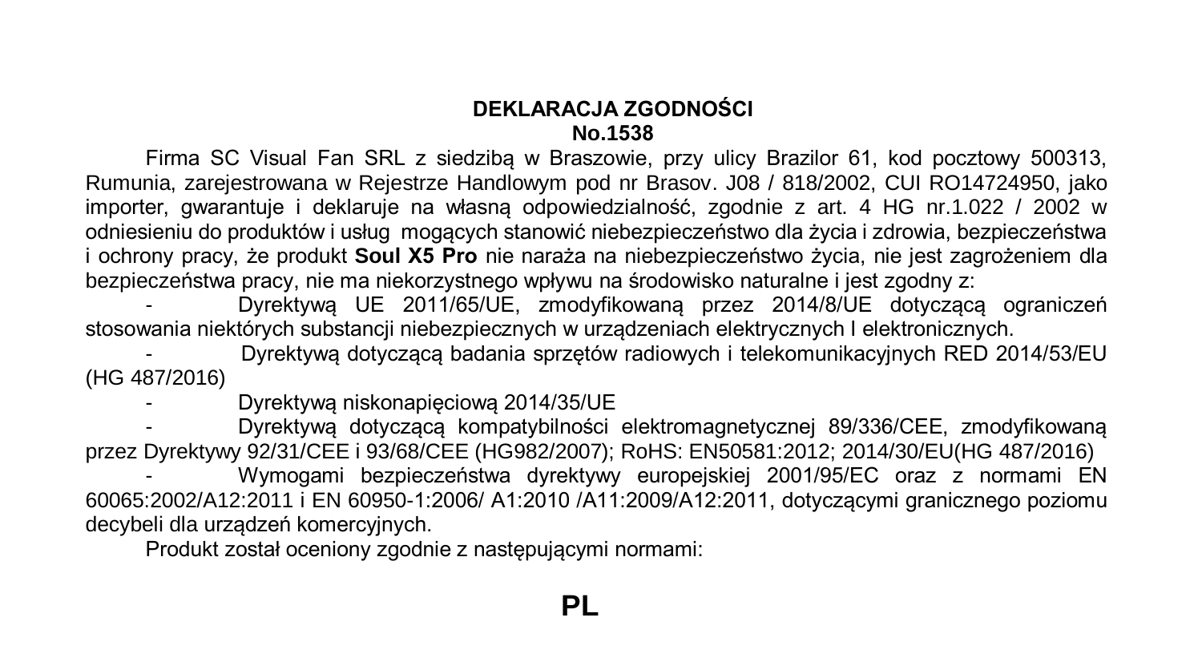**DEKLARACJA ZGODNOŚCI**

**No.1538**

Firma SC Visual Fan SRL z siedzibą w Braszowie, przy ulicy Brazilor 61, kod pocztowy 500313, Rumunia, zarejestrowana w Rejestrze Handlowym pod nr Brasov. J08 / 818/2002, CUI RO14724950, jako importer, gwarantuje i deklaruje na własną odpowiedzialność, zgodnie z art. 4 HG nr.1.022 / 2002 w odniesieniu do produktów i usług mogących stanowić niebezpieczeństwo dla życia i zdrowia, bezpieczeństwa i ochrony pracy, że produkt **Soul X5 Pro** nie naraża na niebezpieczeństwo życia, nie jest zagrożeniem dla bezpieczeństwa pracy, nie ma niekorzystnego wpływu na środowisko naturalne i jest zgodny z:

- Dyrektywą UE 2011/65/UE, zmodyfikowaną przez 2014/8/UE dotyczącą ograniczeń stosowania niektórych substancji niebezpiecznych w urządzeniach elektrycznych I elektronicznych.
- Dyrektywą dotyczącą badania sprzętów radiowych i telekomunikacyjnych RED 2014/53/EU (HG 487/2016)
- Dyrektywą niskonapięciową 2014/35/UE
- Dyrektywą dotyczącą kompatybilności elektromagnetycznej 89/336/CEE, zmodyfikowaną przez Dyrektywy 92/31/CEE i 93/68/CEE (HG982/2007); RoHS: EN50581:2012; 2014/30/EU(HG 487/2016)
- Wymogami bezpieczeństwa dyrektywy europejskiej 2001/95/EC oraz z normami EN 60065:2002/A12:2011 i EN 60950-1:2006/ A1:2010 /A11:2009/A12:2011, dotyczącymi granicznego poziomu decybeli dla urządzeń komercyjnych.

Produkt został oceniony zgodnie z następującymi normami: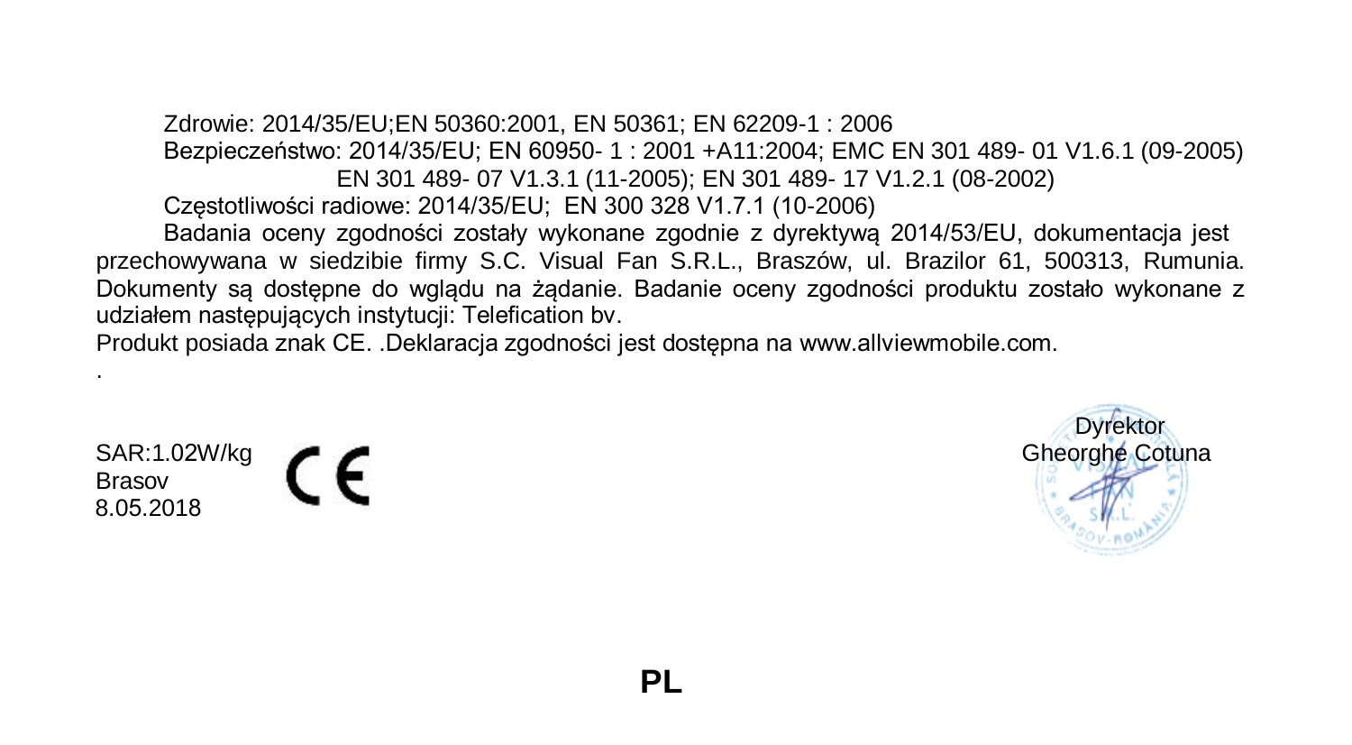Zdrowie: 2014/35/EU;EN 50360:2001, EN 50361; EN 62209-1 : 2006

Bezpieczeństwo: 2014/35/EU; EN 60950- 1 : 2001 +A11:2004; EMC EN 301 489- 01 V1.6.1 (09-2005) EN 301 489- 07 V1.3.1 (11-2005); EN 301 489- 17 V1.2.1 (08-2002)

Częstotliwości radiowe: 2014/35/EU; EN 300 328 V1.7.1 (10-2006)

Badania oceny zgodności zostały wykonane zgodnie z dyrektywą 2014/53/EU, dokumentacja jest przechowywana w siedzibie firmy S.C. Visual Fan S.R.L., Braszów, ul. Brazilor 61, 500313, Rumunia. Dokumenty są dostępne do wglądu na żądanie. Badanie oceny zgodności produktu zostało wykonane z udziałem następujących instytucji: Telefication bv.

Produkt posiada znak CE. .Deklaracja zgodności jest dostępna na www.allviewmobile.com.

.

SAR:1.02W/kg
Brasov
8.05.2018

CE

Dyrektor
Gheorghe Cotuna

**PL**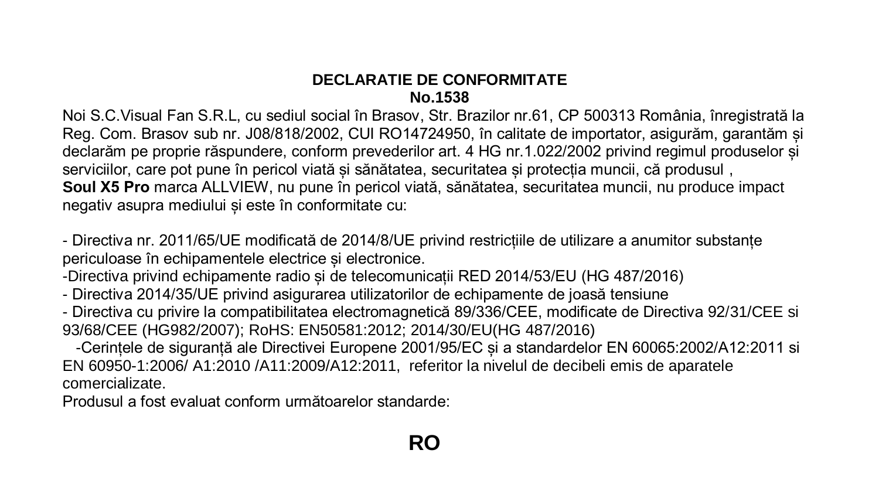**DECLARATIE DE CONFORMITATE**
**No.1538**

Noi S.C.Visual Fan S.R.L, cu sediul social în Brasov, Str. Brazilor nr.61, CP 500313 România, înregistrată la Reg. Com. Brasov sub nr. J08/818/2002, CUI RO14724950, în calitate de importator, asigurăm, garantăm și declarăm pe proprie răspundere, conform prevederilor art. 4 HG nr.1.022/2002 privind regimul produselor și serviciilor, care pot pune în pericol viată și sănătatea, securitatea și protecția muncii, că produsul ,
**Soul X5 Pro** marca ALLVIEW, nu pune în pericol viată, sănătatea, securitatea muncii, nu produce impact negativ asupra mediului și este în conformitate cu:

- Directiva nr. 2011/65/UE modificată de 2014/8/UE privind restricțiile de utilizare a anumitor substanțe periculoase în echipamentele electrice și electronice.
-Directiva privind echipamente radio și de telecomunicații RED 2014/53/EU (HG 487/2016)
- Directiva 2014/35/UE privind asigurarea utilizatorilor de echipamente de joasă tensiune
- Directiva cu privire la compatibilitatea electromagnetică 89/336/CEE, modificate de Directiva 92/31/CEE si 93/68/CEE (HG982/2007); RoHS: EN50581:2012; 2014/30/EU(HG 487/2016)
-Cerințele de siguranță ale Directivei Europene 2001/95/EC și a standardelor EN 60065:2002/A12:2011 si EN 60950-1:2006/ A1:2010 /A11:2009/A12:2011, referitor la nivelul de decibeli emis de aparatele comercializate.

Produsul a fost evaluat conform următoarelor standarde:

**RO**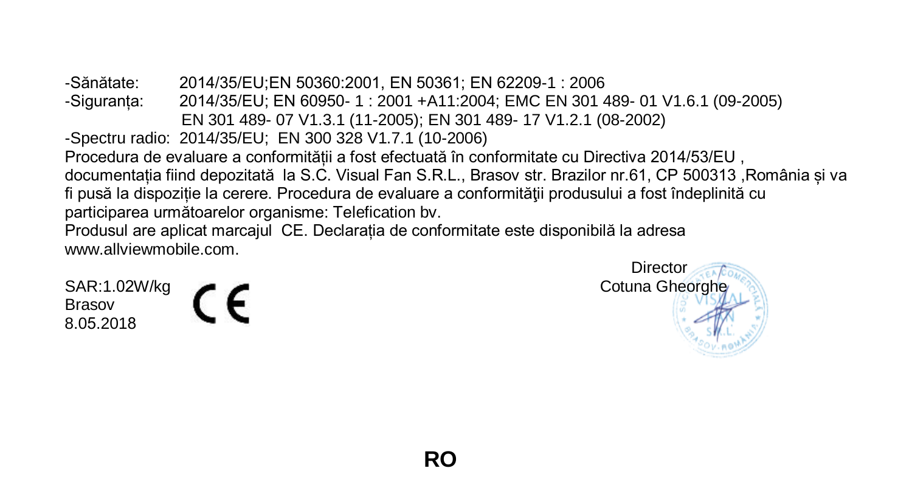-Sănătate: 2014/35/EU;EN 50360:2001, EN 50361; EN 62209-1 : 2006

-Siguranța: 2014/35/EU; EN 60950- 1 : 2001 +A11:2004; EMC EN 301 489- 01 V1.6.1 (09-2005) EN 301 489- 07 V1.3.1 (11-2005); EN 301 489- 17 V1.2.1 (08-2002)

-Spectru radio: 2014/35/EU; EN 300 328 V1.7.1 (10-2006)

Procedura de evaluare a conformității a fost efectuată în conformitate cu Directiva 2014/53/EU , documentația fiind depozitată la S.C. Visual Fan S.R.L., Brasov str. Brazilor nr.61, CP 500313 ,România și va fi pusă la dispoziție la cerere. Procedura de evaluare a conformităţii produsului a fost îndeplinită cu participarea următoarelor organisme: Telefication bv.

Produsul are aplicat marcajul CE. Declarația de conformitate este disponibilă la adresa www.allviewmobile.com.

SAR:1.02W/kg
Brasov
8.05.2018

CE

Director
Cotuna Gheorghe

**RO**